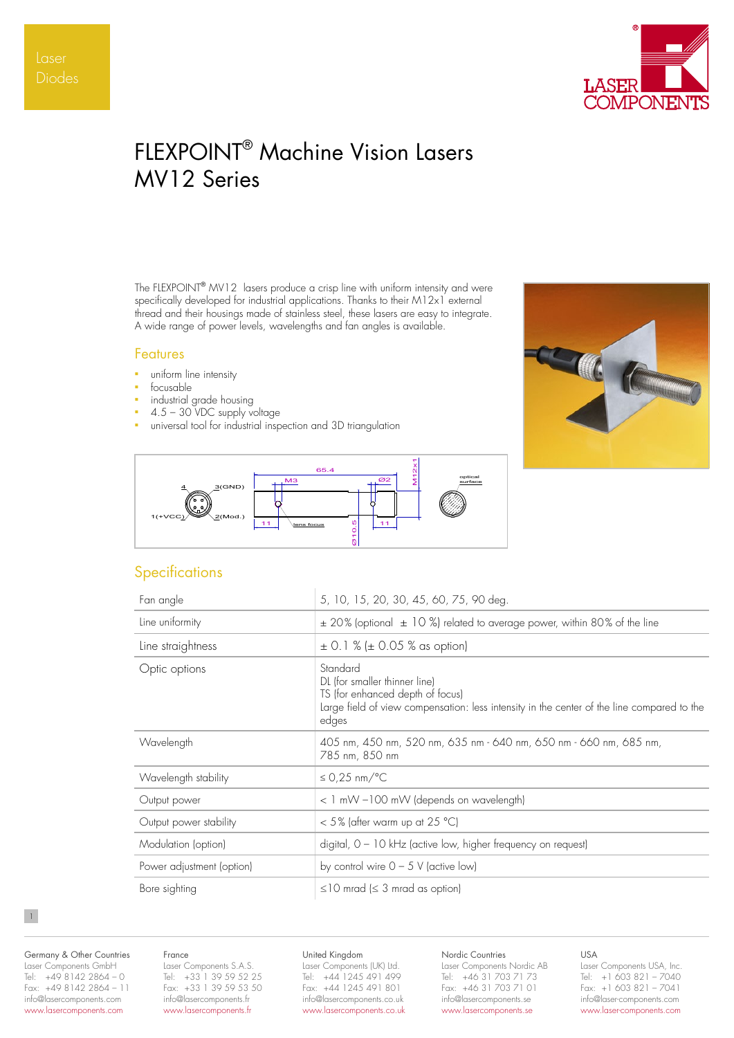Laser Diodes

# FLEXPOINT® Machine Vision Lasers MV12 Series

The FLEXPOINT® MV12 lasers produce a crisp line with uniform intensity and were specifically developed for industrial applications. Thanks to their M12x1 external thread and their housings made of stainless steel, these lasers are easy to integrate. A wide range of power levels, wavelengths and fan angles is available.

## Features

- uniform line intensity
- focusable
- industrial grade housing
- 4.5 – 30 VDC supply voltage
- universal tool for industrial inspection and 3D triangulation

4, 3(GND), 1(+VCC), 2(Mod.), 65.4, M3, Ø2, M12x1, 11, lens focus, Ø10.5, 11, optical surface

## Specifications

| | |
|---|---|
| Fan angle | 5, 10, 15, 20, 30, 45, 60, 75, 90 deg. |
| Line uniformity | ± 20% (optional ± 10 %) related to average power, within 80% of the line |
| Line straightness | ± 0.1 % (± 0.05 % as option) |
| Optic options | Standard<br>DL (for smaller thinner line)<br>TS (for enhanced depth of focus)<br>Large field of view compensation: less intensity in the center of the line compared to the edges |
| Wavelength | 405 nm, 450 nm, 520 nm, 635 nm - 640 nm, 650 nm - 660 nm, 685 nm, 785 nm, 850 nm |
| Wavelength stability | ≤ 0,25 nm/°C |
| Output power | < 1 mW –100 mW (depends on wavelength) |
| Output power stability | < 5% (after warm up at 25 °C) |
| Modulation (option) | digital, 0 – 10 kHz (active low, higher frequency on request) |
| Power adjustment (option) | by control wire 0 – 5 V (active low) |
| Bore sighting | ≤10 mrad (≤ 3 mrad as option) |

**Germany & Other Countries**
Laser Components GmbH
Tel: +49 8142 2864 – 0
Fax: +49 8142 2864 – 11
info@lasercomponents.com
www.lasercomponents.com

**France**
Laser Components S.A.S.
Tel: +33 1 39 59 52 25
Fax: +33 1 39 59 53 50
info@lasercomponents.fr
www.lasercomponents.fr

**United Kingdom**
Laser Components (UK) Ltd.
Tel: +44 1245 491 499
Fax: +44 1245 491 801
info@lasercomponents.co.uk
www.lasercomponents.co.uk

**Nordic Countries**
Laser Components Nordic AB
Tel: +46 31 703 71 73
Fax: +46 31 703 71 01
info@lasercomponents.se
www.lasercomponents.se

**USA**
Laser Components USA, Inc.
Tel: +1 603 821 – 7040
Fax: +1 603 821 – 7041
info@laser-components.com
www.laser-components.com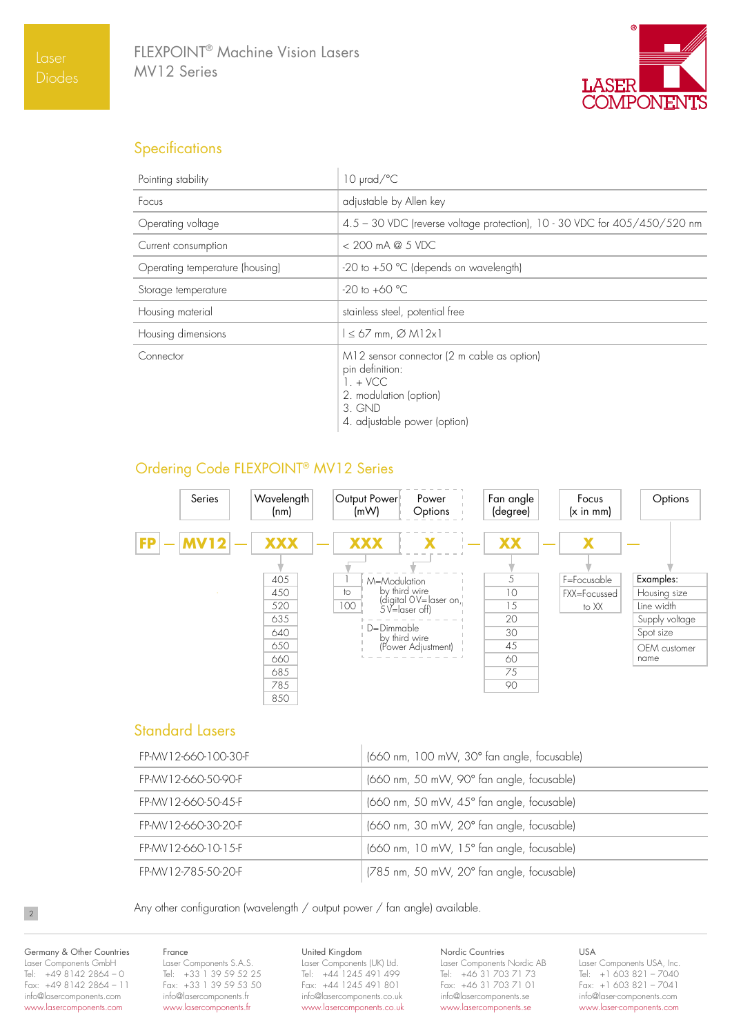# FLEXPOINT® Machine Vision Lasers MV12 Series

## Specifications

| | |
|---|---|
| Pointing stability | 10 µrad/°C |
| Focus | adjustable by Allen key |
| Operating voltage | 4.5 – 30 VDC (reverse voltage protection), 10 - 30 VDC for 405/450/520 nm |
| Current consumption | < 200 mA @ 5 VDC |
| Operating temperature (housing) | -20 to +50 °C (depends on wavelength) |
| Storage temperature | -20 to +60 °C |
| Housing material | stainless steel, potential free |
| Housing dimensions | l ≤ 67 mm, Ø M12x1 |
| Connector | M12 sensor connector (2 m cable as option)<br>pin definition:<br>1. + VCC<br>2. modulation (option)<br>3. GND<br>4. adjustable power (option) |

## Ordering Code FLEXPOINT® MV12 Series

FP – MV12 – XXX – XXX X – XX – X –

| Series | Wavelength (nm) | Output Power (mW) | Power Options | Fan angle (degree) | Focus (x in mm) | Options |
|---|---|---|---|---|---|---|
| MV12 | XXX | XXX | X | XX | X | |
| | 405 | 1 | M=Modulation by third wire (digital 0V=laser on, 5V=laser off) | 5 | F=Focusable | Examples: |
| | 450 | to | D=Dimmable by third wire (Power Adjustment) | 10 | FXX=Focussed to XX | Housing size |
| | 520 | 100 | | 15 | | Line width |
| | 635 | | | 20 | | Supply voltage |
| | 640 | | | 30 | | Spot size |
| | 650 | | | 45 | | OEM customer name |
| | 660 | | | 60 | | |
| | 685 | | | 75 | | |
| | 785 | | | 90 | | |
| | 850 | | | | | |

## Standard Lasers

| | |
|---|---|
| FP-MV12-660-100-30-F | (660 nm, 100 mW, 30° fan angle, focusable) |
| FP-MV12-660-50-90-F | (660 nm, 50 mW, 90° fan angle, focusable) |
| FP-MV12-660-50-45-F | (660 nm, 50 mW, 45° fan angle, focusable) |
| FP-MV12-660-30-20-F | (660 nm, 30 mW, 20° fan angle, focusable) |
| FP-MV12-660-10-15-F | (660 nm, 10 mW, 15° fan angle, focusable) |
| FP-MV12-785-50-20-F | (785 nm, 50 mW, 20° fan angle, focusable) |

Any other configuration (wavelength / output power / fan angle) available.

**Germany & Other Countries**
Laser Components GmbH
Tel: +49 8142 2864 – 0
Fax: +49 8142 2864 – 11
info@lasercomponents.com
www.lasercomponents.com

**France**
Laser Components S.A.S.
Tel: +33 1 39 59 52 25
Fax: +33 1 39 59 53 50
info@lasercomponents.fr
www.lasercomponents.fr

**United Kingdom**
Laser Components (UK) Ltd.
Tel: +44 1245 491 499
Fax: +44 1245 491 801
info@lasercomponents.co.uk
www.lasercomponents.co.uk

**Nordic Countries**
Laser Components Nordic AB
Tel: +46 31 703 71 73
Fax: +46 31 703 71 01
info@lasercomponents.se
www.lasercomponents.se

**USA**
Laser Components USA, Inc.
Tel: +1 603 821 – 7040
Fax: +1 603 821 – 7041
info@laser-components.com
www.laser-components.com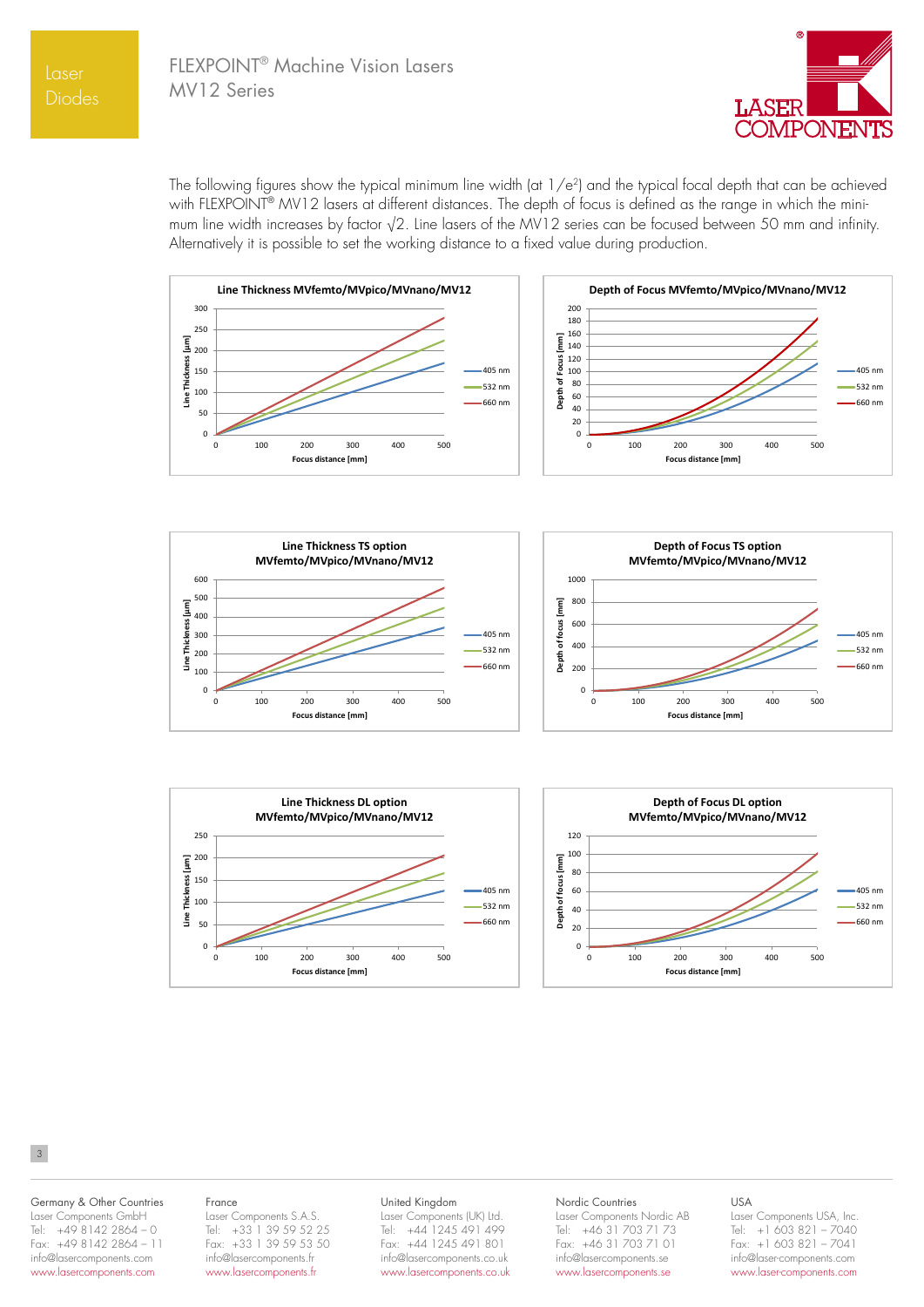# FLEXPOINT® Machine Vision Lasers
## MV12 Series

The following figures show the typical minimum line width (at $1/e^2$) and the typical focal depth that can be achieved with FLEXPOINT® MV12 lasers at different distances. The depth of focus is defined as the range in which the minimum line width increases by factor $\sqrt{2}$. Line lasers of the MV12 series can be focused between 50 mm and infinity. Alternatively it is possible to set the working distance to a fixed value during production.

**Line Thickness MVfemto/MVpico/MVnano/MV12**

Line Thickness [µm] vs. Focus distance [mm] (0–500); curves: 405 nm, 532 nm, 660 nm

**Depth of Focus MVfemto/MVpico/MVnano/MV12**

Depth of Focus [mm] vs. Focus distance [mm] (0–500); curves: 405 nm, 532 nm, 660 nm

**Line Thickness TS option MVfemto/MVpico/MVnano/MV12**

Line Thickness [µm] vs. Focus distance [mm] (0–500); curves: 405 nm, 532 nm, 660 nm

**Depth of Focus TS option MVfemto/MVpico/MVnano/MV12**

Depth of focus [mm] vs. Focus distance [mm] (0–500); curves: 405 nm, 532 nm, 660 nm

**Line Thickness DL option MVfemto/MVpico/MVnano/MV12**

Line Thickness [µm] vs. Focus distance [mm] (0–500); curves: 405 nm, 532 nm, 660 nm

**Depth of Focus DL option MVfemto/MVpico/MVnano/MV12**

Depth of focus [mm] vs. Focus distance [mm] (0–500); curves: 405 nm, 532 nm, 660 nm

| Germany & Other Countries | France | United Kingdom | Nordic Countries | USA |
|---|---|---|---|---|
| Laser Components GmbH | Laser Components S.A.S. | Laser Components (UK) Ltd. | Laser Components Nordic AB | Laser Components USA, Inc. |
| Tel: +49 8142 2864 – 0 | Tel: +33 1 39 59 52 25 | Tel: +44 1245 491 499 | Tel: +46 31 703 71 73 | Tel: +1 603 821 – 7040 |
| Fax: +49 8142 2864 – 11 | Fax: +33 1 39 59 53 50 | Fax: +44 1245 491 801 | Fax: +46 31 703 71 01 | Fax: +1 603 821 – 7041 |
| info@lasercomponents.com | info@lasercomponents.fr | info@lasercomponents.co.uk | info@lasercomponents.se | info@laser-components.com |
| www.lasercomponents.com | www.lasercomponents.fr | www.lasercomponents.co.uk | www.lasercomponents.se | www.laser-components.com |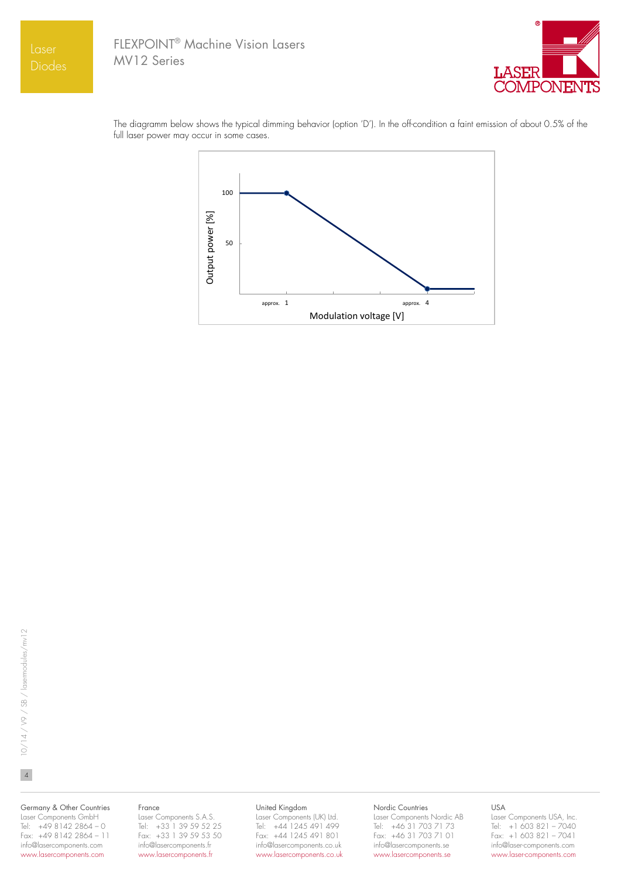The diagramm below shows the typical dimming behavior (option 'D'). In the off-condition a faint emission of about 0.5% of the full laser power may occur in some cases.

Output power [%]

100

50

approx. 1

approx. 4

Modulation voltage [V]

Germany & Other Countries
Laser Components GmbH
Tel: +49 8142 2864 – 0
Fax: +49 8142 2864 – 11
info@lasercomponents.com
www.lasercomponents.com

France
Laser Components S.A.S.
Tel: +33 1 39 59 52 25
Fax: +33 1 39 59 53 50
info@lasercomponents.fr
www.lasercomponents.fr

United Kingdom
Laser Components (UK) Ltd.
Tel: +44 1245 491 499
Fax: +44 1245 491 801
info@lasercomponents.co.uk
www.lasercomponents.co.uk

Nordic Countries
Laser Components Nordic AB
Tel: +46 31 703 71 73
Fax: +46 31 703 71 01
info@lasercomponents.se
www.lasercomponents.se

USA
Laser Components USA, Inc.
Tel: +1 603 821 – 7040
Fax: +1 603 821 – 7041
info@laser-components.com
www.laser-components.com